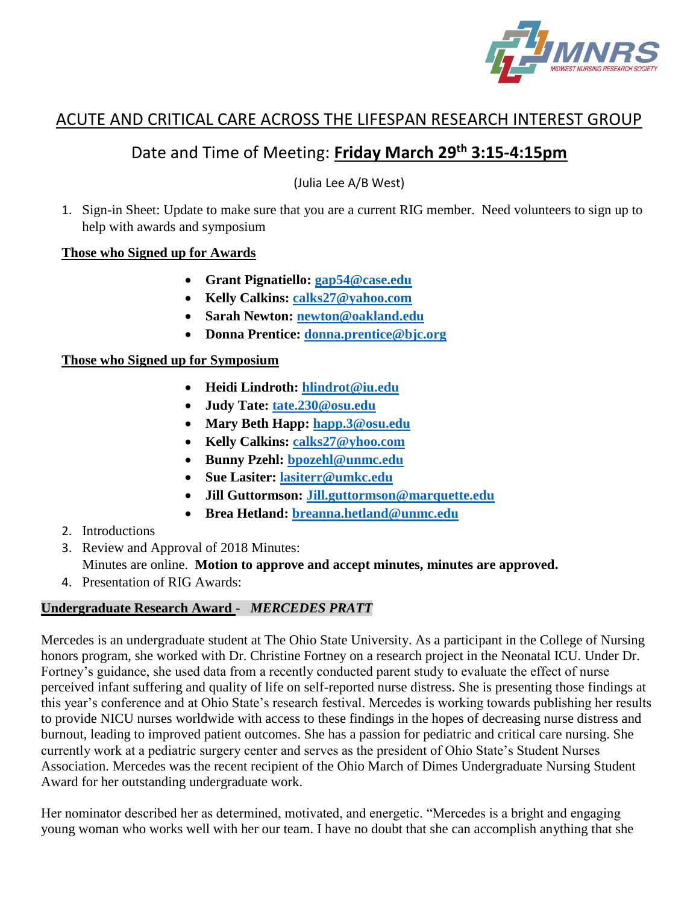# ACUTE AND CRITICAL CARE ACROSS THE LIFESPAN RESEARCH INTEREST GROUP

## Date and Time of Meeting: **Friday March 29th 3:15-4:15pm**

(Julia Lee A/B West)

1. Sign-in Sheet: Update to make sure that you are a current RIG member. Need volunteers to sign up to help with awards and symposium

**Those who Signed up for Awards**

- **Grant Pignatiello: gap54@case.edu**
- **Kelly Calkins: calks27@yahoo.com**
- **Sarah Newton: newton@oakland.edu**
- **Donna Prentice: donna.prentice@bjc.org**

**Those who Signed up for Symposium**

- **Heidi Lindroth: hlindrot@iu.edu**
- **Judy Tate: tate.230@osu.edu**
- **Mary Beth Happ: happ.3@osu.edu**
- **Kelly Calkins: calks27@yhoo.com**
- **Bunny Pzehl: bpozehl@unmc.edu**
- **Sue Lasiter: lasiterr@umkc.edu**
- **Jill Guttormson: Jill.guttormson@marquette.edu**
- **Brea Hetland: breanna.hetland@unmc.edu**

2. Introductions
3. Review and Approval of 2018 Minutes:
   Minutes are online. **Motion to approve and accept minutes, minutes are approved.**
4. Presentation of RIG Awards:

**Undergraduate Research Award - *MERCEDES PRATT***

Mercedes is an undergraduate student at The Ohio State University. As a participant in the College of Nursing honors program, she worked with Dr. Christine Fortney on a research project in the Neonatal ICU. Under Dr. Fortney's guidance, she used data from a recently conducted parent study to evaluate the effect of nurse perceived infant suffering and quality of life on self-reported nurse distress. She is presenting those findings at this year's conference and at Ohio State's research festival. Mercedes is working towards publishing her results to provide NICU nurses worldwide with access to these findings in the hopes of decreasing nurse distress and burnout, leading to improved patient outcomes. She has a passion for pediatric and critical care nursing. She currently work at a pediatric surgery center and serves as the president of Ohio State's Student Nurses Association. Mercedes was the recent recipient of the Ohio March of Dimes Undergraduate Nursing Student Award for her outstanding undergraduate work.

Her nominator described her as determined, motivated, and energetic. "Mercedes is a bright and engaging young woman who works well with her our team. I have no doubt that she can accomplish anything that she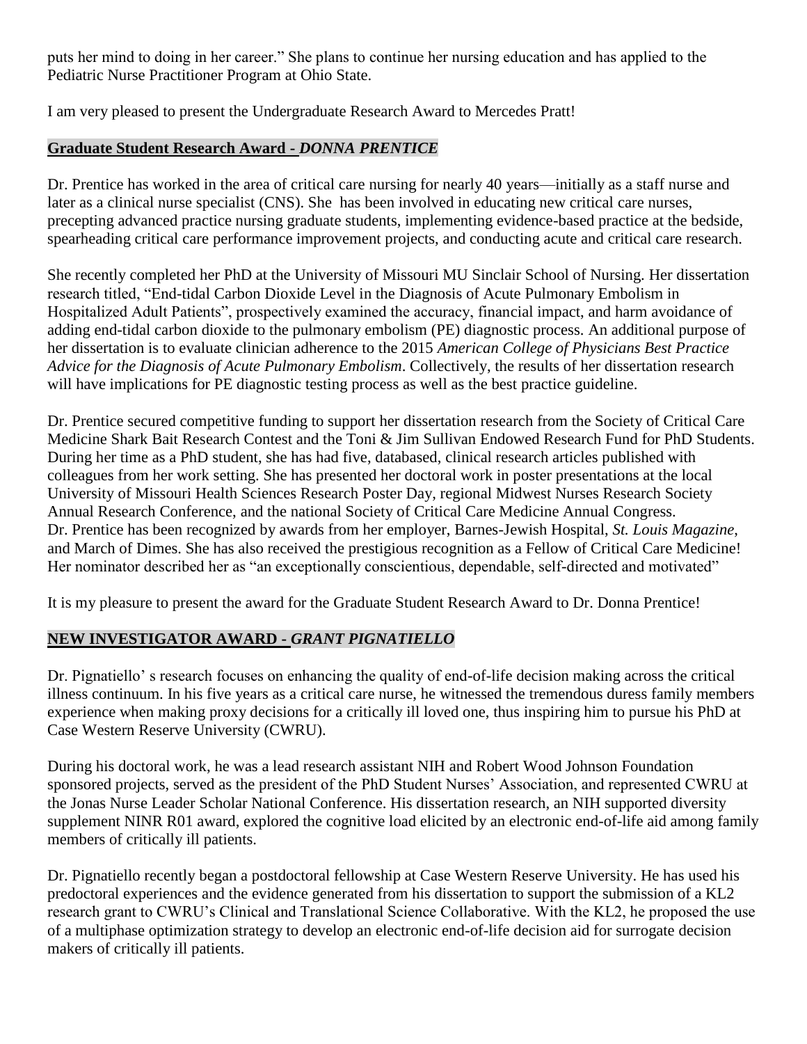puts her mind to doing in her career." She plans to continue her nursing education and has applied to the Pediatric Nurse Practitioner Program at Ohio State.

I am very pleased to present the Undergraduate Research Award to Mercedes Pratt!

## Graduate Student Research Award - *DONNA PRENTICE*

Dr. Prentice has worked in the area of critical care nursing for nearly 40 years—initially as a staff nurse and later as a clinical nurse specialist (CNS). She has been involved in educating new critical care nurses, precepting advanced practice nursing graduate students, implementing evidence-based practice at the bedside, spearheading critical care performance improvement projects, and conducting acute and critical care research.

She recently completed her PhD at the University of Missouri MU Sinclair School of Nursing. Her dissertation research titled, "End-tidal Carbon Dioxide Level in the Diagnosis of Acute Pulmonary Embolism in Hospitalized Adult Patients", prospectively examined the accuracy, financial impact, and harm avoidance of adding end-tidal carbon dioxide to the pulmonary embolism (PE) diagnostic process. An additional purpose of her dissertation is to evaluate clinician adherence to the 2015 *American College of Physicians Best Practice Advice for the Diagnosis of Acute Pulmonary Embolism*. Collectively, the results of her dissertation research will have implications for PE diagnostic testing process as well as the best practice guideline.

Dr. Prentice secured competitive funding to support her dissertation research from the Society of Critical Care Medicine Shark Bait Research Contest and the Toni & Jim Sullivan Endowed Research Fund for PhD Students. During her time as a PhD student, she has had five, databased, clinical research articles published with colleagues from her work setting. She has presented her doctoral work in poster presentations at the local University of Missouri Health Sciences Research Poster Day, regional Midwest Nurses Research Society Annual Research Conference, and the national Society of Critical Care Medicine Annual Congress. Dr. Prentice has been recognized by awards from her employer, Barnes-Jewish Hospital, *St. Louis Magazine*, and March of Dimes. She has also received the prestigious recognition as a Fellow of Critical Care Medicine! Her nominator described her as "an exceptionally conscientious, dependable, self-directed and motivated"

It is my pleasure to present the award for the Graduate Student Research Award to Dr. Donna Prentice!

## NEW INVESTIGATOR AWARD - *GRANT PIGNATIELLO*

Dr. Pignatiello' s research focuses on enhancing the quality of end-of-life decision making across the critical illness continuum. In his five years as a critical care nurse, he witnessed the tremendous duress family members experience when making proxy decisions for a critically ill loved one, thus inspiring him to pursue his PhD at Case Western Reserve University (CWRU).

During his doctoral work, he was a lead research assistant NIH and Robert Wood Johnson Foundation sponsored projects, served as the president of the PhD Student Nurses' Association, and represented CWRU at the Jonas Nurse Leader Scholar National Conference. His dissertation research, an NIH supported diversity supplement NINR R01 award, explored the cognitive load elicited by an electronic end-of-life aid among family members of critically ill patients.

Dr. Pignatiello recently began a postdoctoral fellowship at Case Western Reserve University. He has used his predoctoral experiences and the evidence generated from his dissertation to support the submission of a KL2 research grant to CWRU's Clinical and Translational Science Collaborative. With the KL2, he proposed the use of a multiphase optimization strategy to develop an electronic end-of-life decision aid for surrogate decision makers of critically ill patients.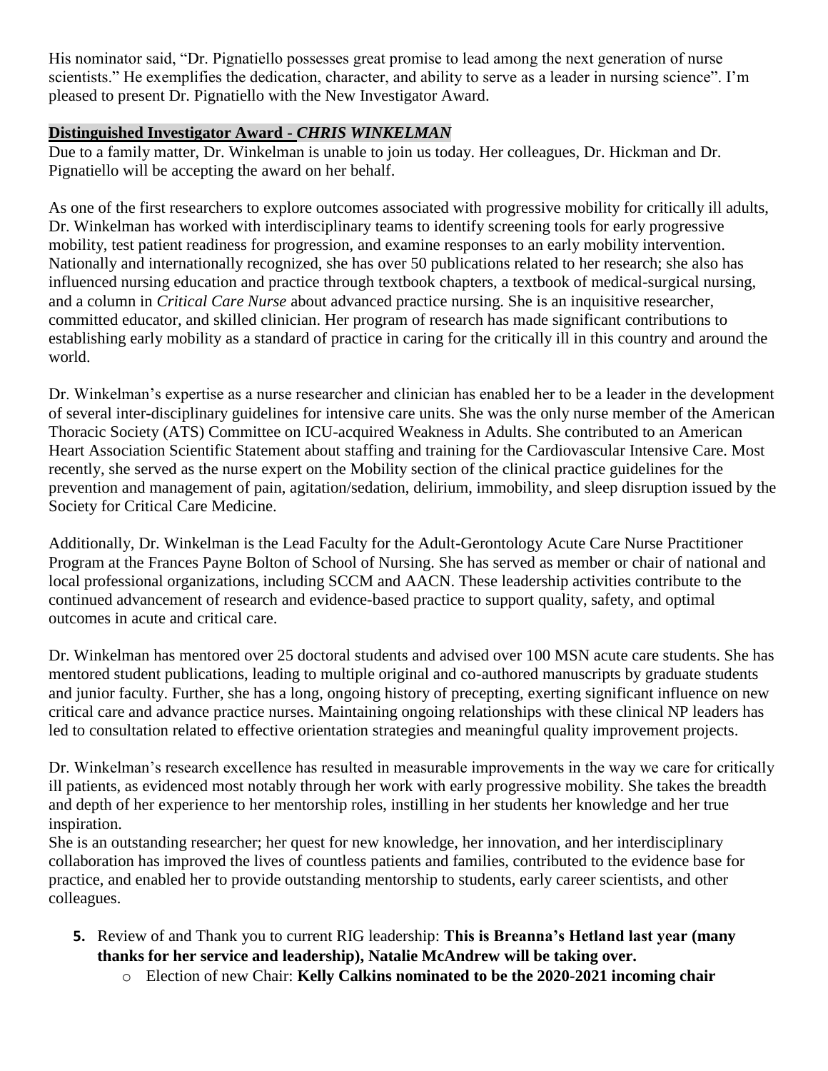His nominator said, "Dr. Pignatiello possesses great promise to lead among the next generation of nurse scientists." He exemplifies the dedication, character, and ability to serve as a leader in nursing science". I'm pleased to present Dr. Pignatiello with the New Investigator Award.

**Distinguished Investigator Award -** ***CHRIS WINKELMAN***

Due to a family matter, Dr. Winkelman is unable to join us today. Her colleagues, Dr. Hickman and Dr. Pignatiello will be accepting the award on her behalf.

As one of the first researchers to explore outcomes associated with progressive mobility for critically ill adults, Dr. Winkelman has worked with interdisciplinary teams to identify screening tools for early progressive mobility, test patient readiness for progression, and examine responses to an early mobility intervention. Nationally and internationally recognized, she has over 50 publications related to her research; she also has influenced nursing education and practice through textbook chapters, a textbook of medical-surgical nursing, and a column in *Critical Care Nurse* about advanced practice nursing. She is an inquisitive researcher, committed educator, and skilled clinician. Her program of research has made significant contributions to establishing early mobility as a standard of practice in caring for the critically ill in this country and around the world.

Dr. Winkelman's expertise as a nurse researcher and clinician has enabled her to be a leader in the development of several inter-disciplinary guidelines for intensive care units. She was the only nurse member of the American Thoracic Society (ATS) Committee on ICU-acquired Weakness in Adults. She contributed to an American Heart Association Scientific Statement about staffing and training for the Cardiovascular Intensive Care. Most recently, she served as the nurse expert on the Mobility section of the clinical practice guidelines for the prevention and management of pain, agitation/sedation, delirium, immobility, and sleep disruption issued by the Society for Critical Care Medicine.

Additionally, Dr. Winkelman is the Lead Faculty for the Adult-Gerontology Acute Care Nurse Practitioner Program at the Frances Payne Bolton of School of Nursing. She has served as member or chair of national and local professional organizations, including SCCM and AACN. These leadership activities contribute to the continued advancement of research and evidence-based practice to support quality, safety, and optimal outcomes in acute and critical care.

Dr. Winkelman has mentored over 25 doctoral students and advised over 100 MSN acute care students. She has mentored student publications, leading to multiple original and co-authored manuscripts by graduate students and junior faculty. Further, she has a long, ongoing history of precepting, exerting significant influence on new critical care and advance practice nurses. Maintaining ongoing relationships with these clinical NP leaders has led to consultation related to effective orientation strategies and meaningful quality improvement projects.

Dr. Winkelman's research excellence has resulted in measurable improvements in the way we care for critically ill patients, as evidenced most notably through her work with early progressive mobility. She takes the breadth and depth of her experience to her mentorship roles, instilling in her students her knowledge and her true inspiration.
She is an outstanding researcher; her quest for new knowledge, her innovation, and her interdisciplinary collaboration has improved the lives of countless patients and families, contributed to the evidence base for practice, and enabled her to provide outstanding mentorship to students, early career scientists, and other colleagues.

5. Review of and Thank you to current RIG leadership: **This is Breanna's Hetland last year (many thanks for her service and leadership), Natalie McAndrew will be taking over.**
   - Election of new Chair: **Kelly Calkins nominated to be the 2020-2021 incoming chair**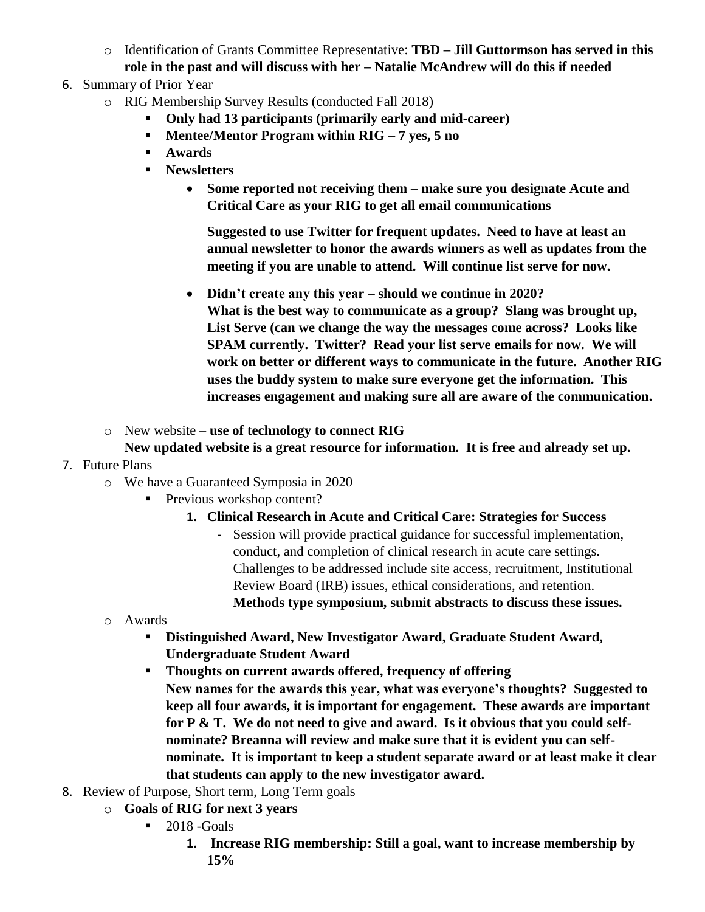- Identification of Grants Committee Representative: **TBD – Jill Guttormson has served in this role in the past and will discuss with her – Natalie McAndrew will do this if needed**

6. Summary of Prior Year
    - RIG Membership Survey Results (conducted Fall 2018)
        - **Only had 13 participants (primarily early and mid-career)**
        - **Mentee/Mentor Program within RIG – 7 yes, 5 no**
        - **Awards**
        - **Newsletters**
            - **Some reported not receiving them – make sure you designate Acute and Critical Care as your RIG to get all email communications**

              **Suggested to use Twitter for frequent updates. Need to have at least an annual newsletter to honor the awards winners as well as updates from the meeting if you are unable to attend. Will continue list serve for now.**
            - **Didn't create any this year – should we continue in 2020?**
              **What is the best way to communicate as a group? Slang was brought up, List Serve (can we change the way the messages come across? Looks like SPAM currently. Twitter? Read your list serve emails for now. We will work on better or different ways to communicate in the future. Another RIG uses the buddy system to make sure everyone get the information. This increases engagement and making sure all are aware of the communication.**
    - New website – **use of technology to connect RIG**
      **New updated website is a great resource for information. It is free and already set up.**

7. Future Plans
    - We have a Guaranteed Symposia in 2020
        - Previous workshop content?
            1. **Clinical Research in Acute and Critical Care: Strategies for Success**
                - Session will provide practical guidance for successful implementation, conduct, and completion of clinical research in acute care settings. Challenges to be addressed include site access, recruitment, Institutional Review Board (IRB) issues, ethical considerations, and retention. **Methods type symposium, submit abstracts to discuss these issues.**
    - Awards
        - **Distinguished Award, New Investigator Award, Graduate Student Award, Undergraduate Student Award**
        - **Thoughts on current awards offered, frequency of offering**
          **New names for the awards this year, what was everyone's thoughts? Suggested to keep all four awards, it is important for engagement. These awards are important for P & T. We do not need to give and award. Is it obvious that you could self-nominate? Breanna will review and make sure that it is evident you can self-nominate. It is important to keep a student separate award or at least make it clear that students can apply to the new investigator award.**

8. Review of Purpose, Short term, Long Term goals
    - **Goals of RIG for next 3 years**
        - 2018 -Goals
            1. **Increase RIG membership: Still a goal, want to increase membership by 15%**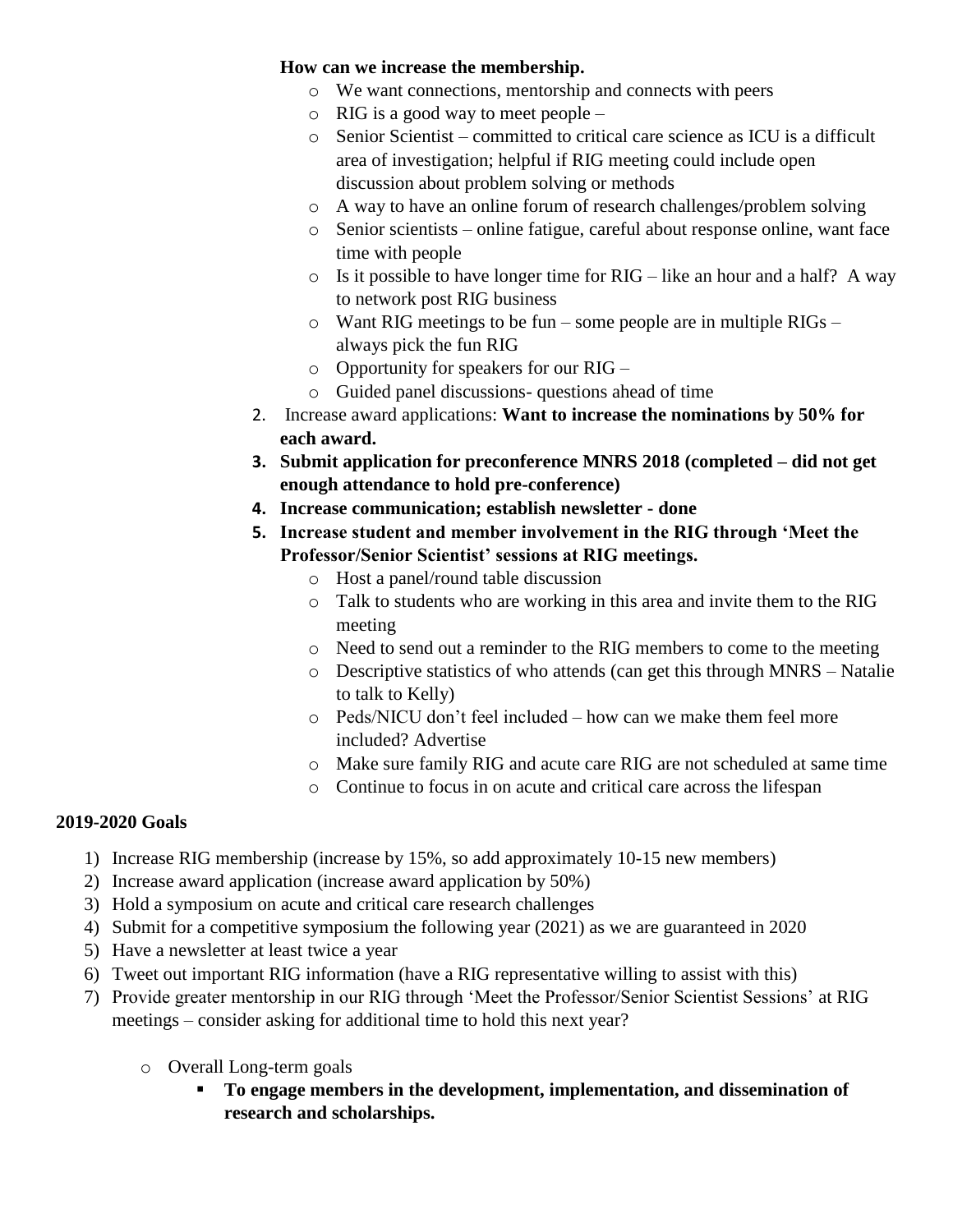**How can we increase the membership.**

- We want connections, mentorship and connects with peers
- RIG is a good way to meet people –
- Senior Scientist – committed to critical care science as ICU is a difficult area of investigation; helpful if RIG meeting could include open discussion about problem solving or methods
- A way to have an online forum of research challenges/problem solving
- Senior scientists – online fatigue, careful about response online, want face time with people
- Is it possible to have longer time for RIG – like an hour and a half? A way to network post RIG business
- Want RIG meetings to be fun – some people are in multiple RIGs – always pick the fun RIG
- Opportunity for speakers for our RIG –
- Guided panel discussions- questions ahead of time

2. Increase award applications: **Want to increase the nominations by 50% for each award.**
3. **Submit application for preconference MNRS 2018 (completed – did not get enough attendance to hold pre-conference)**
4. **Increase communication; establish newsletter - done**
5. **Increase student and member involvement in the RIG through 'Meet the Professor/Senior Scientist' sessions at RIG meetings.**
   - Host a panel/round table discussion
   - Talk to students who are working in this area and invite them to the RIG meeting
   - Need to send out a reminder to the RIG members to come to the meeting
   - Descriptive statistics of who attends (can get this through MNRS – Natalie to talk to Kelly)
   - Peds/NICU don't feel included – how can we make them feel more included? Advertise
   - Make sure family RIG and acute care RIG are not scheduled at same time
   - Continue to focus in on acute and critical care across the lifespan

**2019-2020 Goals**

1) Increase RIG membership (increase by 15%, so add approximately 10-15 new members)
2) Increase award application (increase award application by 50%)
3) Hold a symposium on acute and critical care research challenges
4) Submit for a competitive symposium the following year (2021) as we are guaranteed in 2020
5) Have a newsletter at least twice a year
6) Tweet out important RIG information (have a RIG representative willing to assist with this)
7) Provide greater mentorship in our RIG through 'Meet the Professor/Senior Scientist Sessions' at RIG meetings – consider asking for additional time to hold this next year?

   - Overall Long-term goals
     - **To engage members in the development, implementation, and dissemination of research and scholarships.**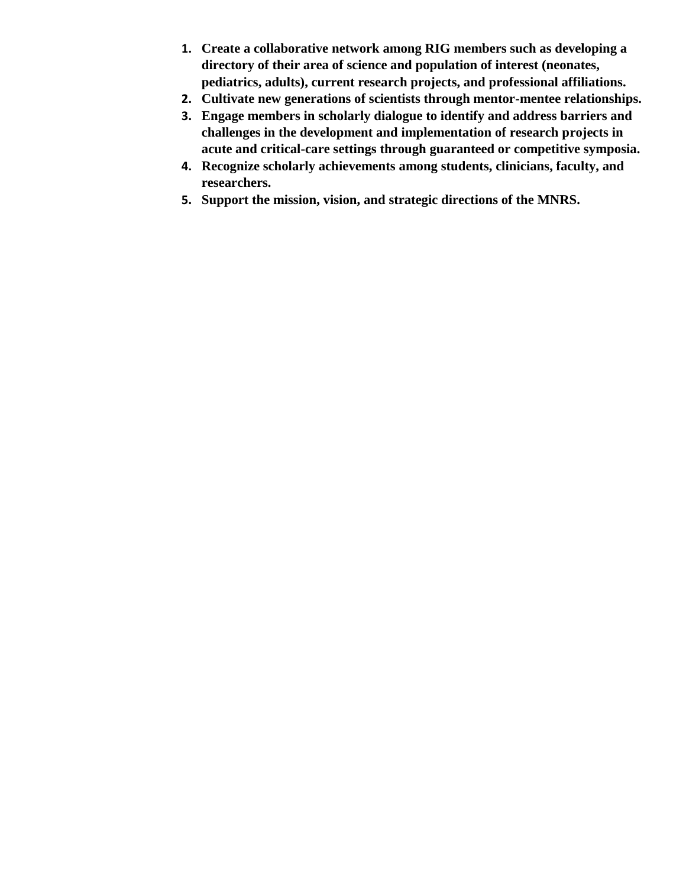1. **Create a collaborative network among RIG members such as developing a directory of their area of science and population of interest (neonates, pediatrics, adults), current research projects, and professional affiliations.**
2. **Cultivate new generations of scientists through mentor-mentee relationships.**
3. **Engage members in scholarly dialogue to identify and address barriers and challenges in the development and implementation of research projects in acute and critical-care settings through guaranteed or competitive symposia.**
4. **Recognize scholarly achievements among students, clinicians, faculty, and researchers.**
5. **Support the mission, vision, and strategic directions of the MNRS.**